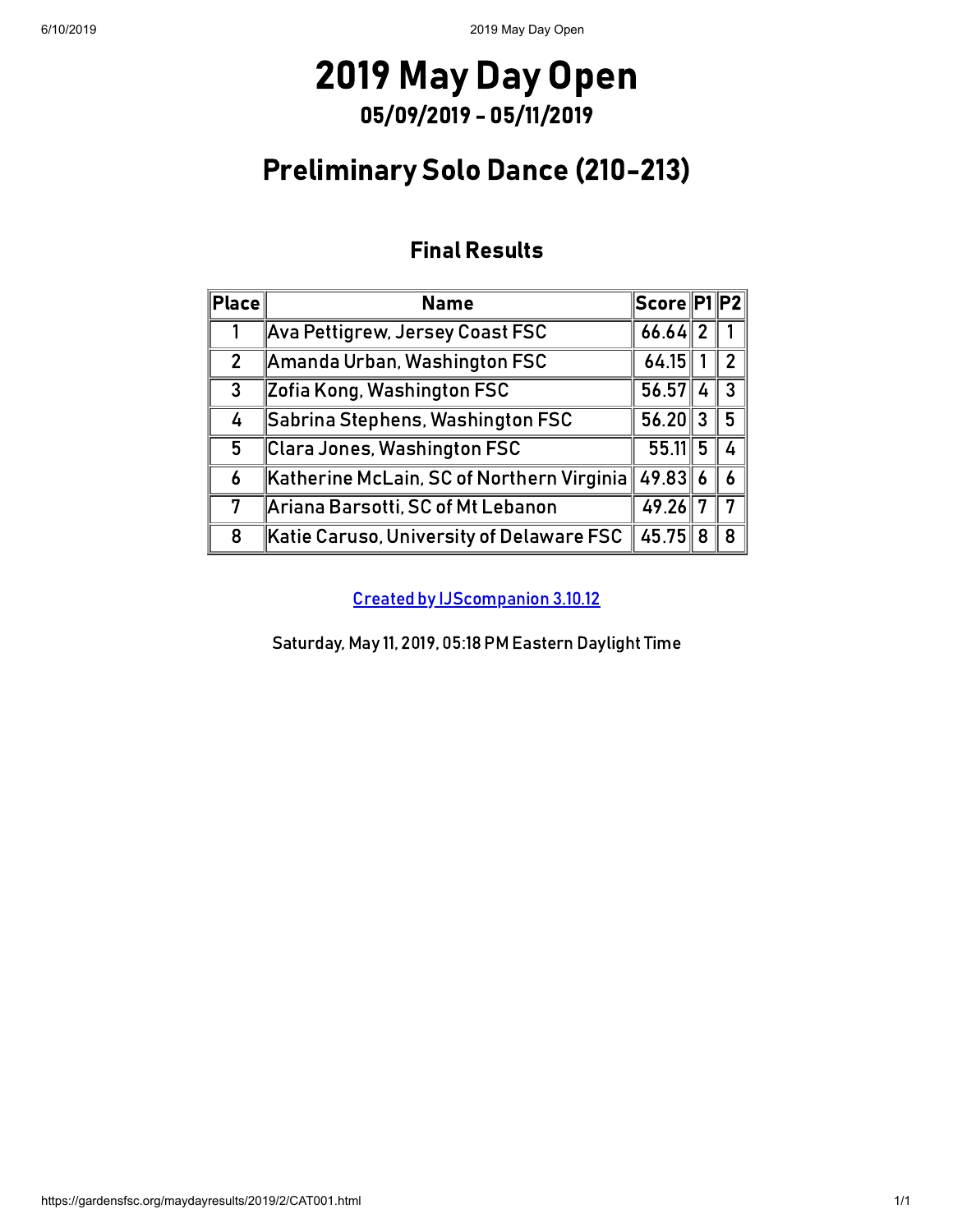# 2019 May Day Open

## 05/09/2019 - 05/11/2019

## Preliminary Solo Dance (210-213)

### Final Results

| Place | Name | Score | P1 | P2 |
|---|---|---|---|---|
| 1 | Ava Pettigrew, Jersey Coast FSC | 66.64 | 2 | 1 |
| 2 | Amanda Urban, Washington FSC | 64.15 | 1 | 2 |
| 3 | Zofia Kong, Washington FSC | 56.57 | 4 | 3 |
| 4 | Sabrina Stephens, Washington FSC | 56.20 | 3 | 5 |
| 5 | Clara Jones, Washington FSC | 55.11 | 5 | 4 |
| 6 | Katherine McLain, SC of Northern Virginia | 49.83 | 6 | 6 |
| 7 | Ariana Barsotti, SC of Mt Lebanon | 49.26 | 7 | 7 |
| 8 | Katie Caruso, University of Delaware FSC | 45.75 | 8 | 8 |

Created by IJScompanion 3.10.12

Saturday, May 11, 2019, 05:18 PM Eastern Daylight Time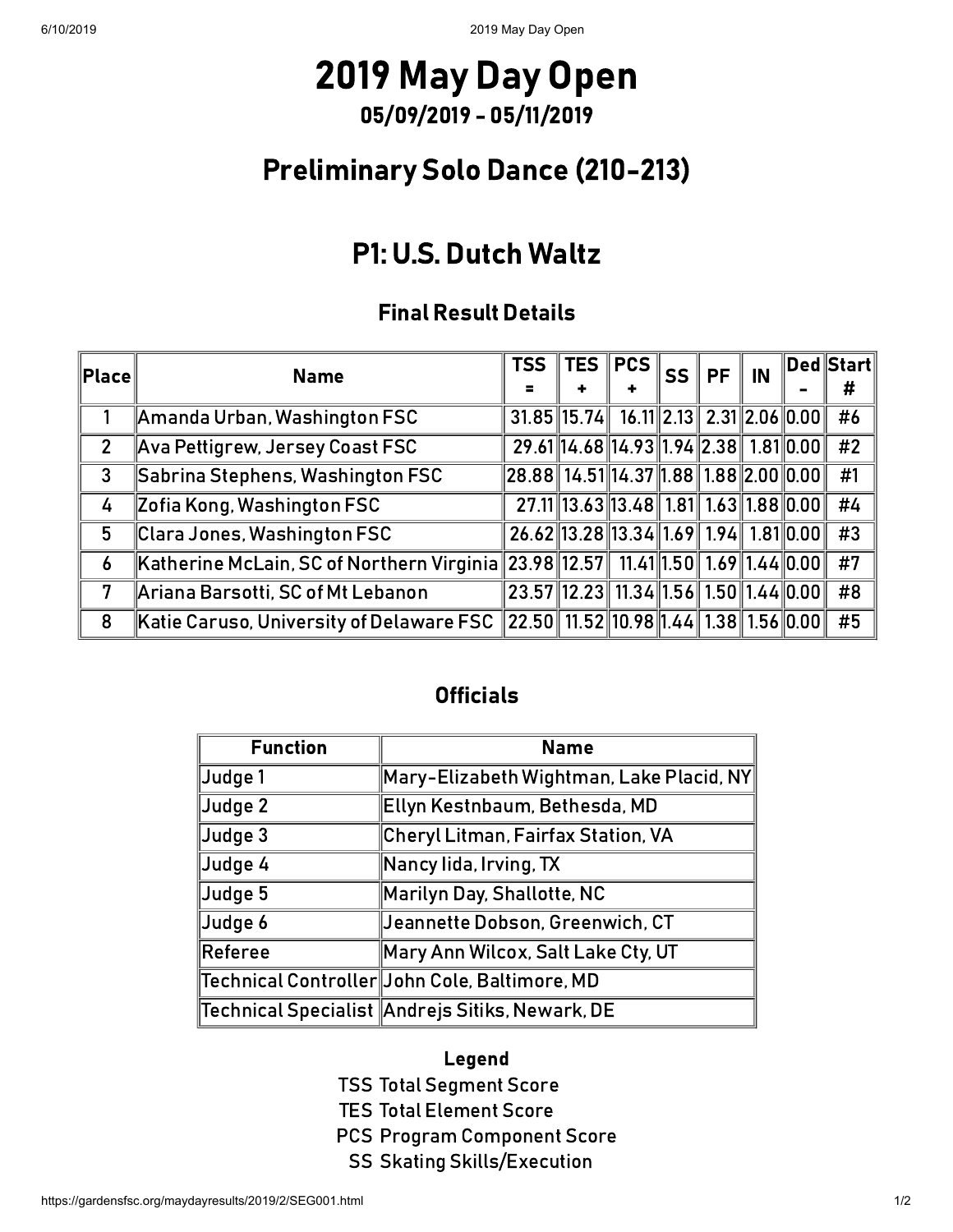# 2019 May Day Open

## 05/09/2019 - 05/11/2019

## Preliminary Solo Dance (210-213)

## P1: U.S. Dutch Waltz

### Final Result Details

| Place | Name | TSS = | TES + | PCS + | SS | PF | IN | Ded - | Start # |
|---|---|---|---|---|---|---|---|---|---|
| 1 | Amanda Urban, Washington FSC | 31.85 | 15.74 | 16.11 | 2.13 | 2.31 | 2.06 | 0.00 | #6 |
| 2 | Ava Pettigrew, Jersey Coast FSC | 29.61 | 14.68 | 14.93 | 1.94 | 2.38 | 1.81 | 0.00 | #2 |
| 3 | Sabrina Stephens, Washington FSC | 28.88 | 14.51 | 14.37 | 1.88 | 1.88 | 2.00 | 0.00 | #1 |
| 4 | Zofia Kong, Washington FSC | 27.11 | 13.63 | 13.48 | 1.81 | 1.63 | 1.88 | 0.00 | #4 |
| 5 | Clara Jones, Washington FSC | 26.62 | 13.28 | 13.34 | 1.69 | 1.94 | 1.81 | 0.00 | #3 |
| 6 | Katherine McLain, SC of Northern Virginia | 23.98 | 12.57 | 11.41 | 1.50 | 1.69 | 1.44 | 0.00 | #7 |
| 7 | Ariana Barsotti, SC of Mt Lebanon | 23.57 | 12.23 | 11.34 | 1.56 | 1.50 | 1.44 | 0.00 | #8 |
| 8 | Katie Caruso, University of Delaware FSC | 22.50 | 11.52 | 10.98 | 1.44 | 1.38 | 1.56 | 0.00 | #5 |

### Officials

| Function | Name |
|---|---|
| Judge 1 | Mary-Elizabeth Wightman, Lake Placid, NY |
| Judge 2 | Ellyn Kestnbaum, Bethesda, MD |
| Judge 3 | Cheryl Litman, Fairfax Station, VA |
| Judge 4 | Nancy Iida, Irving, TX |
| Judge 5 | Marilyn Day, Shallotte, NC |
| Judge 6 | Jeannette Dobson, Greenwich, CT |
| Referee | Mary Ann Wilcox, Salt Lake Cty, UT |
| Technical Controller | John Cole, Baltimore, MD |
| Technical Specialist | Andrejs Sitiks, Newark, DE |

### Legend

TSS Total Segment Score
TES Total Element Score
PCS Program Component Score
SS Skating Skills/Execution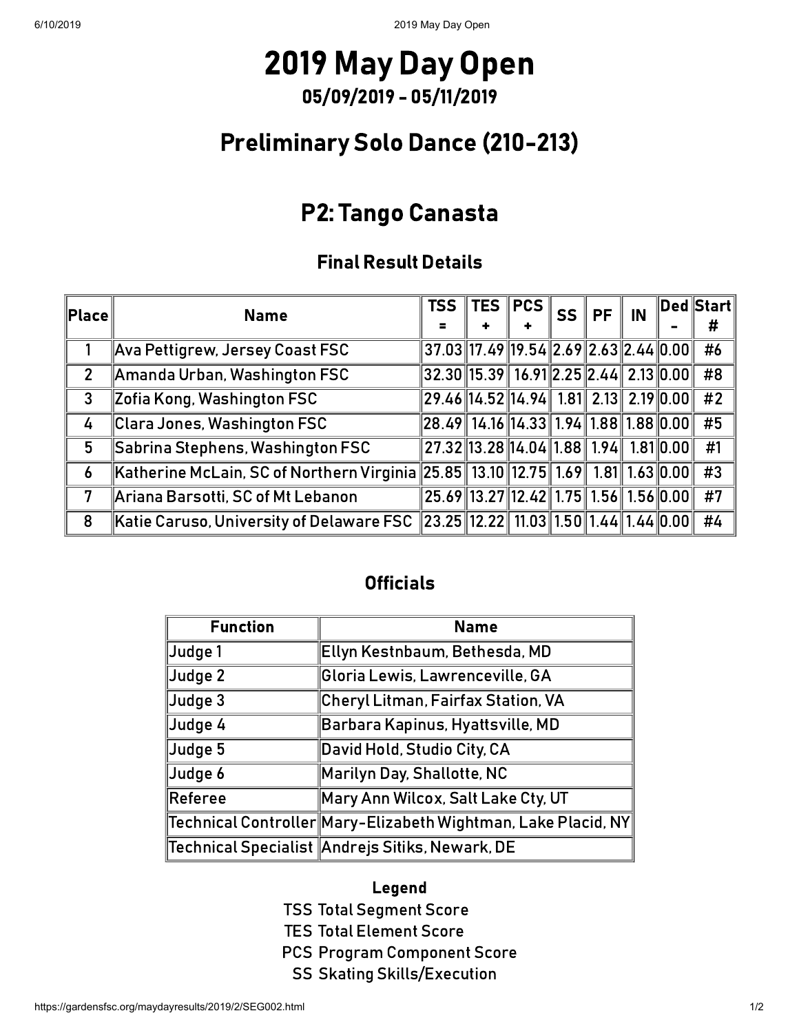# 2019 May Day Open

## 05/09/2019 - 05/11/2019

## Preliminary Solo Dance (210-213)

## P2: Tango Canasta

### Final Result Details

| Place | Name | TSS = | TES + | PCS + | SS | PF | IN | Ded - | Start # |
|---|---|---|---|---|---|---|---|---|---|
| 1 | Ava Pettigrew, Jersey Coast FSC | 37.03 | 17.49 | 19.54 | 2.69 | 2.63 | 2.44 | 0.00 | #6 |
| 2 | Amanda Urban, Washington FSC | 32.30 | 15.39 | 16.91 | 2.25 | 2.44 | 2.13 | 0.00 | #8 |
| 3 | Zofia Kong, Washington FSC | 29.46 | 14.52 | 14.94 | 1.81 | 2.13 | 2.19 | 0.00 | #2 |
| 4 | Clara Jones, Washington FSC | 28.49 | 14.16 | 14.33 | 1.94 | 1.88 | 1.88 | 0.00 | #5 |
| 5 | Sabrina Stephens, Washington FSC | 27.32 | 13.28 | 14.04 | 1.88 | 1.94 | 1.81 | 0.00 | #1 |
| 6 | Katherine McLain, SC of Northern Virginia | 25.85 | 13.10 | 12.75 | 1.69 | 1.81 | 1.63 | 0.00 | #3 |
| 7 | Ariana Barsotti, SC of Mt Lebanon | 25.69 | 13.27 | 12.42 | 1.75 | 1.56 | 1.56 | 0.00 | #7 |
| 8 | Katie Caruso, University of Delaware FSC | 23.25 | 12.22 | 11.03 | 1.50 | 1.44 | 1.44 | 0.00 | #4 |

### Officials

| Function | Name |
|---|---|
| Judge 1 | Ellyn Kestnbaum, Bethesda, MD |
| Judge 2 | Gloria Lewis, Lawrenceville, GA |
| Judge 3 | Cheryl Litman, Fairfax Station, VA |
| Judge 4 | Barbara Kapinus, Hyattsville, MD |
| Judge 5 | David Hold, Studio City, CA |
| Judge 6 | Marilyn Day, Shallotte, NC |
| Referee | Mary Ann Wilcox, Salt Lake Cty, UT |
| Technical Controller | Mary-Elizabeth Wightman, Lake Placid, NY |
| Technical Specialist | Andrejs Sitiks, Newark, DE |

**Legend**

- TSS Total Segment Score
- TES Total Element Score
- PCS Program Component Score
- SS Skating Skills/Execution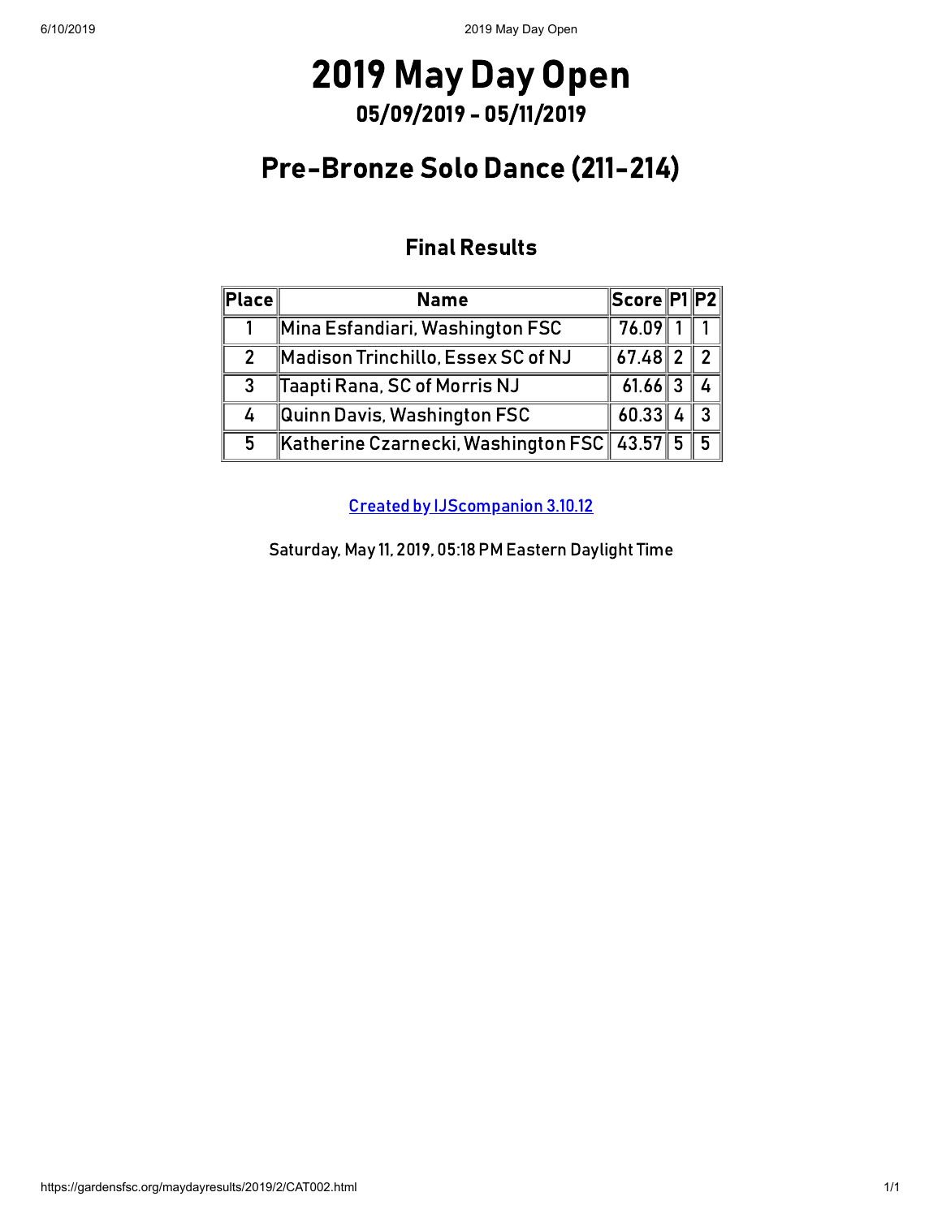# 2019 May Day Open

### 05/09/2019 - 05/11/2019

## Pre-Bronze Solo Dance (211-214)

### Final Results

| Place | Name | Score | P1 | P2 |
|---|---|---|---|---|
| 1 | Mina Esfandiari, Washington FSC | 76.09 | 1 | 1 |
| 2 | Madison Trinchillo, Essex SC of NJ | 67.48 | 2 | 2 |
| 3 | Taapti Rana, SC of Morris NJ | 61.66 | 3 | 4 |
| 4 | Quinn Davis, Washington FSC | 60.33 | 4 | 3 |
| 5 | Katherine Czarnecki, Washington FSC | 43.57 | 5 | 5 |

Created by IJScompanion 3.10.12

Saturday, May 11, 2019, 05:18 PM Eastern Daylight Time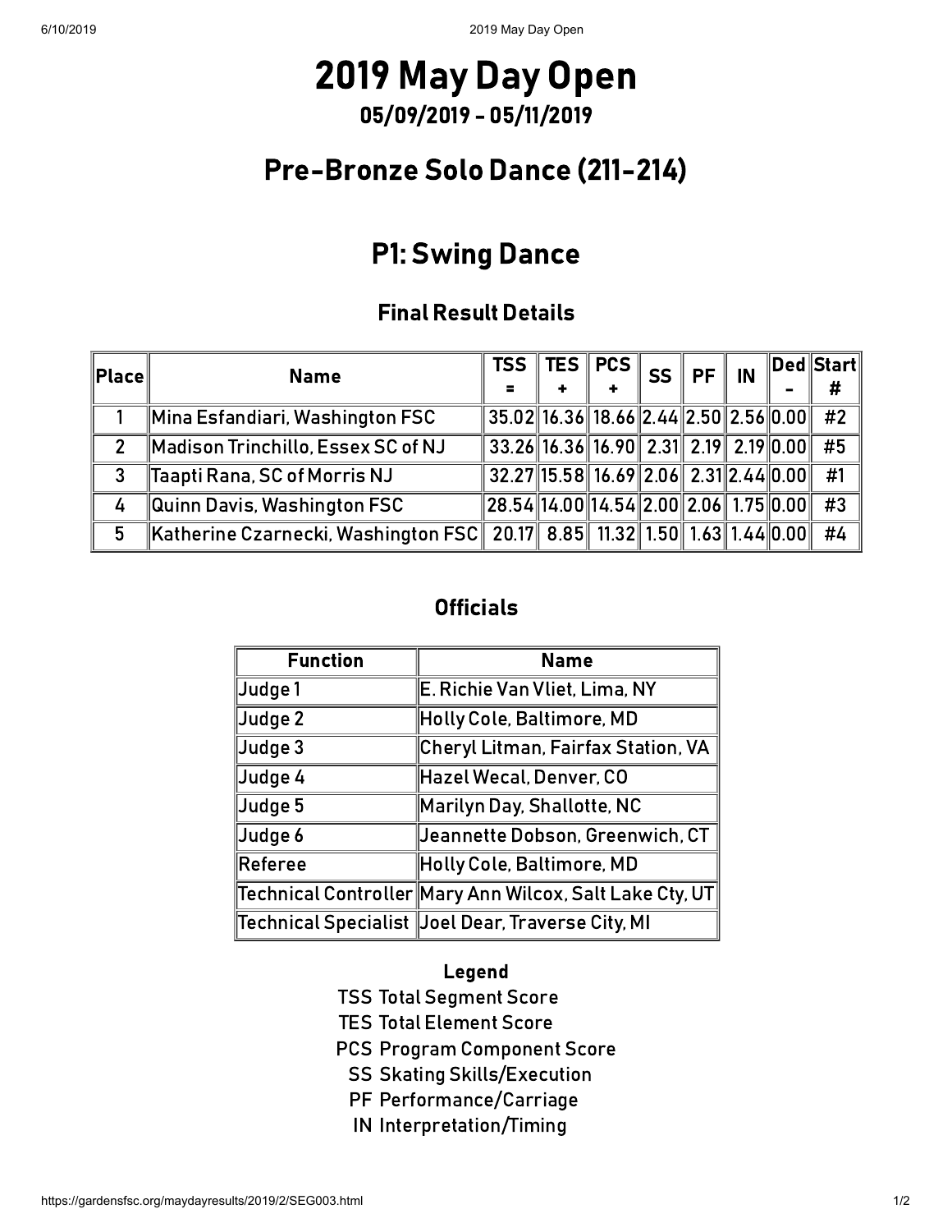# 2019 May Day Open

## 05/09/2019 - 05/11/2019

## Pre-Bronze Solo Dance (211-214)

## P1: Swing Dance

### Final Result Details

| Place | Name | TSS = | TES + | PCS + | SS | PF | IN | Ded - | Start # |
|---|---|---|---|---|---|---|---|---|---|
| 1 | Mina Esfandiari, Washington FSC | 35.02 | 16.36 | 18.66 | 2.44 | 2.50 | 2.56 | 0.00 | #2 |
| 2 | Madison Trinchillo, Essex SC of NJ | 33.26 | 16.36 | 16.90 | 2.31 | 2.19 | 2.19 | 0.00 | #5 |
| 3 | Taapti Rana, SC of Morris NJ | 32.27 | 15.58 | 16.69 | 2.06 | 2.31 | 2.44 | 0.00 | #1 |
| 4 | Quinn Davis, Washington FSC | 28.54 | 14.00 | 14.54 | 2.00 | 2.06 | 1.75 | 0.00 | #3 |
| 5 | Katherine Czarnecki, Washington FSC | 20.17 | 8.85 | 11.32 | 1.50 | 1.63 | 1.44 | 0.00 | #4 |

### Officials

| Function | Name |
|---|---|
| Judge 1 | E. Richie Van Vliet, Lima, NY |
| Judge 2 | Holly Cole, Baltimore, MD |
| Judge 3 | Cheryl Litman, Fairfax Station, VA |
| Judge 4 | Hazel Wecal, Denver, CO |
| Judge 5 | Marilyn Day, Shallotte, NC |
| Judge 6 | Jeannette Dobson, Greenwich, CT |
| Referee | Holly Cole, Baltimore, MD |
| Technical Controller | Mary Ann Wilcox, Salt Lake Cty, UT |
| Technical Specialist | Joel Dear, Traverse City, MI |

**Legend**

- TSS Total Segment Score
- TES Total Element Score
- PCS Program Component Score
- SS Skating Skills/Execution
- PF Performance/Carriage
- IN Interpretation/Timing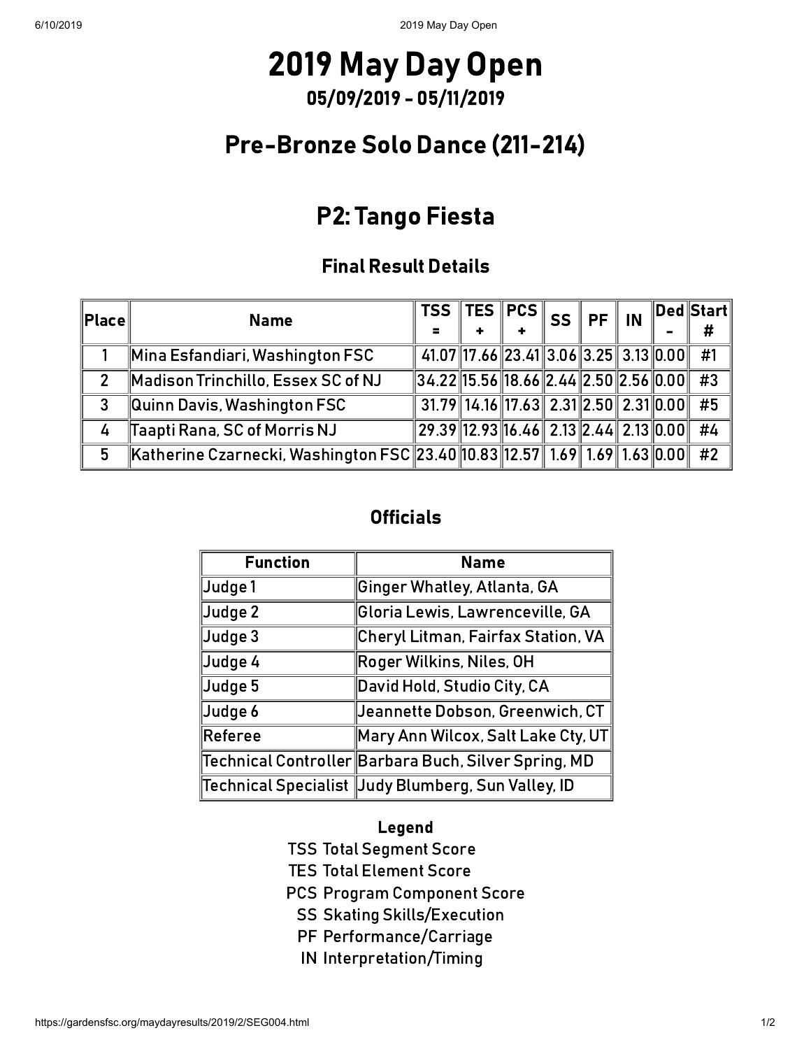# 2019 May Day Open

## 05/09/2019 - 05/11/2019

## Pre-Bronze Solo Dance (211-214)

## P2: Tango Fiesta

### Final Result Details

| Place | Name | TSS = | TES + | PCS + | SS | PF | IN | Ded - | Start # |
|---|---|---|---|---|---|---|---|---|---|
| 1 | Mina Esfandiari, Washington FSC | 41.07 | 17.66 | 23.41 | 3.06 | 3.25 | 3.13 | 0.00 | #1 |
| 2 | Madison Trinchillo, Essex SC of NJ | 34.22 | 15.56 | 18.66 | 2.44 | 2.50 | 2.56 | 0.00 | #3 |
| 3 | Quinn Davis, Washington FSC | 31.79 | 14.16 | 17.63 | 2.31 | 2.50 | 2.31 | 0.00 | #5 |
| 4 | Taapti Rana, SC of Morris NJ | 29.39 | 12.93 | 16.46 | 2.13 | 2.44 | 2.13 | 0.00 | #4 |
| 5 | Katherine Czarnecki, Washington FSC | 23.40 | 10.83 | 12.57 | 1.69 | 1.69 | 1.63 | 0.00 | #2 |

### Officials

| Function | Name |
|---|---|
| Judge 1 | Ginger Whatley, Atlanta, GA |
| Judge 2 | Gloria Lewis, Lawrenceville, GA |
| Judge 3 | Cheryl Litman, Fairfax Station, VA |
| Judge 4 | Roger Wilkins, Niles, OH |
| Judge 5 | David Hold, Studio City, CA |
| Judge 6 | Jeannette Dobson, Greenwich, CT |
| Referee | Mary Ann Wilcox, Salt Lake Cty, UT |
| Technical Controller | Barbara Buch, Silver Spring, MD |
| Technical Specialist | Judy Blumberg, Sun Valley, ID |

**Legend**

TSS Total Segment Score
TES Total Element Score
PCS Program Component Score
SS Skating Skills/Execution
PF Performance/Carriage
IN Interpretation/Timing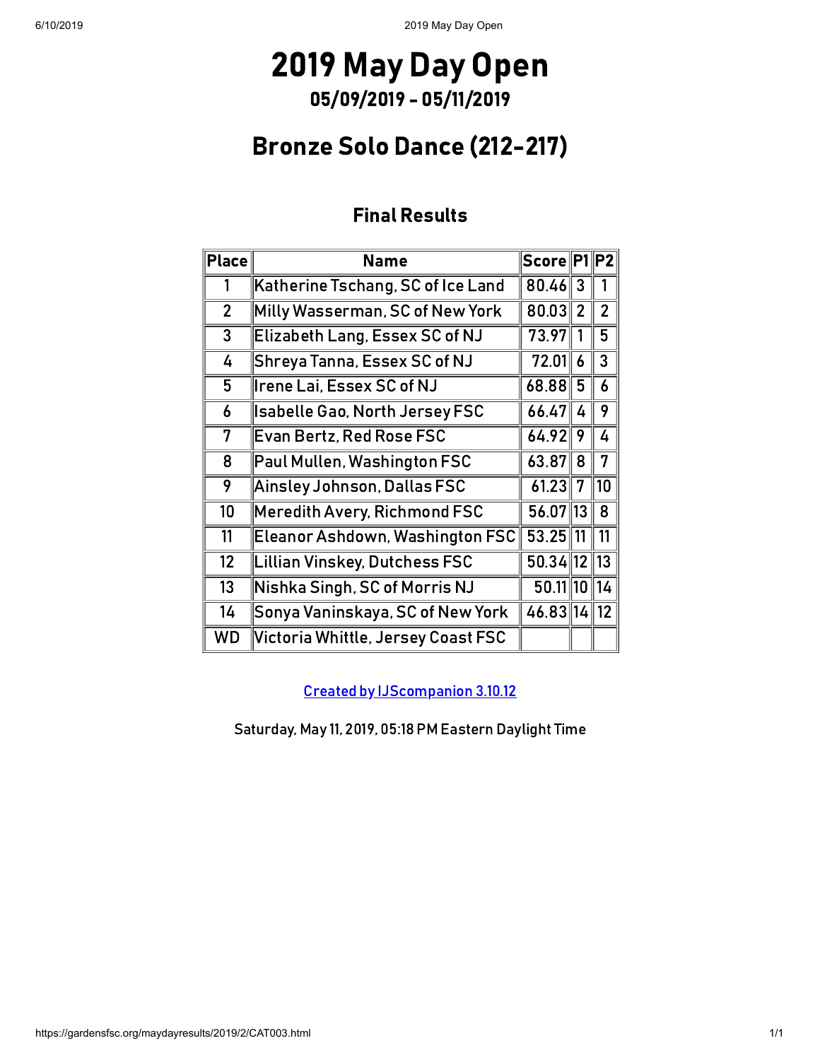# 2019 May Day Open

## 05/09/2019 - 05/11/2019

## Bronze Solo Dance (212-217)

### Final Results

| Place | Name | Score | P1 | P2 |
|---|---|---|---|---|
| 1 | Katherine Tschang, SC of Ice Land | 80.46 | 3 | 1 |
| 2 | Milly Wasserman, SC of New York | 80.03 | 2 | 2 |
| 3 | Elizabeth Lang, Essex SC of NJ | 73.97 | 1 | 5 |
| 4 | Shreya Tanna, Essex SC of NJ | 72.01 | 6 | 3 |
| 5 | Irene Lai, Essex SC of NJ | 68.88 | 5 | 6 |
| 6 | Isabelle Gao, North Jersey FSC | 66.47 | 4 | 9 |
| 7 | Evan Bertz, Red Rose FSC | 64.92 | 9 | 4 |
| 8 | Paul Mullen, Washington FSC | 63.87 | 8 | 7 |
| 9 | Ainsley Johnson, Dallas FSC | 61.23 | 7 | 10 |
| 10 | Meredith Avery, Richmond FSC | 56.07 | 13 | 8 |
| 11 | Eleanor Ashdown, Washington FSC | 53.25 | 11 | 11 |
| 12 | Lillian Vinskey, Dutchess FSC | 50.34 | 12 | 13 |
| 13 | Nishka Singh, SC of Morris NJ | 50.11 | 10 | 14 |
| 14 | Sonya Vaninskaya, SC of New York | 46.83 | 14 | 12 |
| WD | Victoria Whittle, Jersey Coast FSC | | | |

Created by IJScompanion 3.10.12

Saturday, May 11, 2019, 05:18 PM Eastern Daylight Time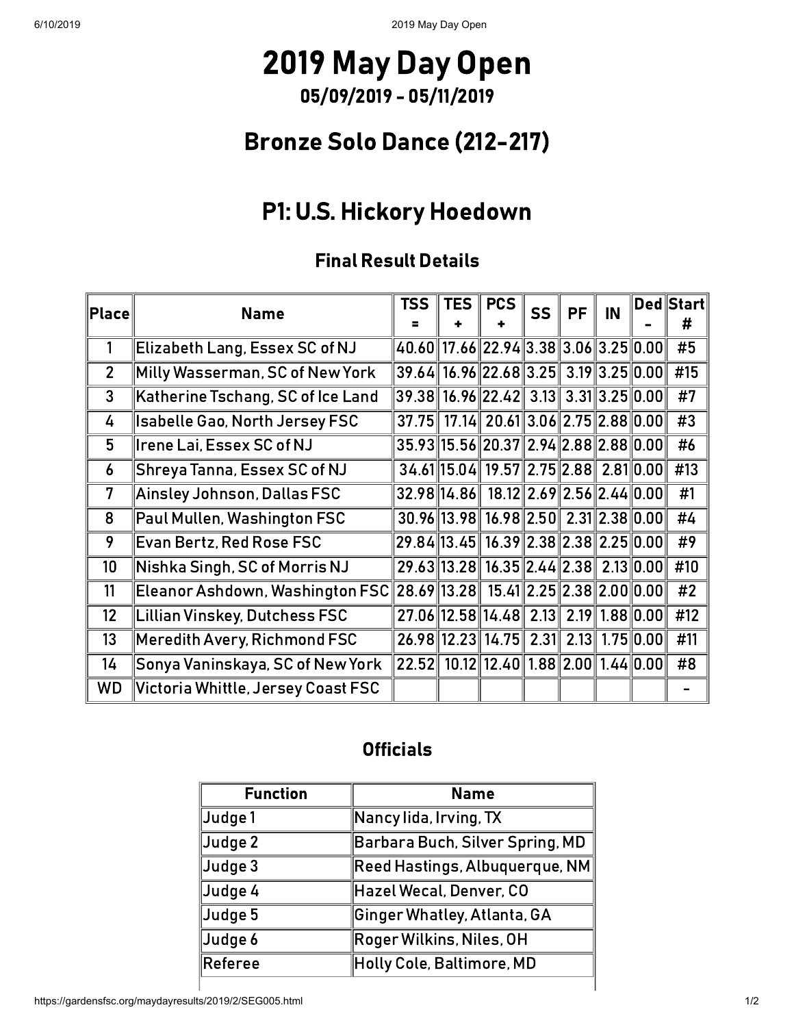# 2019 May Day Open

### 05/09/2019 - 05/11/2019

## Bronze Solo Dance (212-217)

## P1: U.S. Hickory Hoedown

### Final Result Details

| Place | Name | TSS = | TES + | PCS + | SS | PF | IN | Ded - | Start # |
|---|---|---|---|---|---|---|---|---|---|
| 1 | Elizabeth Lang, Essex SC of NJ | 40.60 | 17.66 | 22.94 | 3.38 | 3.06 | 3.25 | 0.00 | #5 |
| 2 | Milly Wasserman, SC of New York | 39.64 | 16.96 | 22.68 | 3.25 | 3.19 | 3.25 | 0.00 | #15 |
| 3 | Katherine Tschang, SC of Ice Land | 39.38 | 16.96 | 22.42 | 3.13 | 3.31 | 3.25 | 0.00 | #7 |
| 4 | Isabelle Gao, North Jersey FSC | 37.75 | 17.14 | 20.61 | 3.06 | 2.75 | 2.88 | 0.00 | #3 |
| 5 | Irene Lai, Essex SC of NJ | 35.93 | 15.56 | 20.37 | 2.94 | 2.88 | 2.88 | 0.00 | #6 |
| 6 | Shreya Tanna, Essex SC of NJ | 34.61 | 15.04 | 19.57 | 2.75 | 2.88 | 2.81 | 0.00 | #13 |
| 7 | Ainsley Johnson, Dallas FSC | 32.98 | 14.86 | 18.12 | 2.69 | 2.56 | 2.44 | 0.00 | #1 |
| 8 | Paul Mullen, Washington FSC | 30.96 | 13.98 | 16.98 | 2.50 | 2.31 | 2.38 | 0.00 | #4 |
| 9 | Evan Bertz, Red Rose FSC | 29.84 | 13.45 | 16.39 | 2.38 | 2.38 | 2.25 | 0.00 | #9 |
| 10 | Nishka Singh, SC of Morris NJ | 29.63 | 13.28 | 16.35 | 2.44 | 2.38 | 2.13 | 0.00 | #10 |
| 11 | Eleanor Ashdown, Washington FSC | 28.69 | 13.28 | 15.41 | 2.25 | 2.38 | 2.00 | 0.00 | #2 |
| 12 | Lillian Vinskey, Dutchess FSC | 27.06 | 12.58 | 14.48 | 2.13 | 2.19 | 1.88 | 0.00 | #12 |
| 13 | Meredith Avery, Richmond FSC | 26.98 | 12.23 | 14.75 | 2.31 | 2.13 | 1.75 | 0.00 | #11 |
| 14 | Sonya Vaninskaya, SC of New York | 22.52 | 10.12 | 12.40 | 1.88 | 2.00 | 1.44 | 0.00 | #8 |
| WD | Victoria Whittle, Jersey Coast FSC | | | | | | | | - |

### Officials

| Function | Name |
|---|---|
| Judge 1 | Nancy Iida, Irving, TX |
| Judge 2 | Barbara Buch, Silver Spring, MD |
| Judge 3 | Reed Hastings, Albuquerque, NM |
| Judge 4 | Hazel Wecal, Denver, CO |
| Judge 5 | Ginger Whatley, Atlanta, GA |
| Judge 6 | Roger Wilkins, Niles, OH |
| Referee | Holly Cole, Baltimore, MD |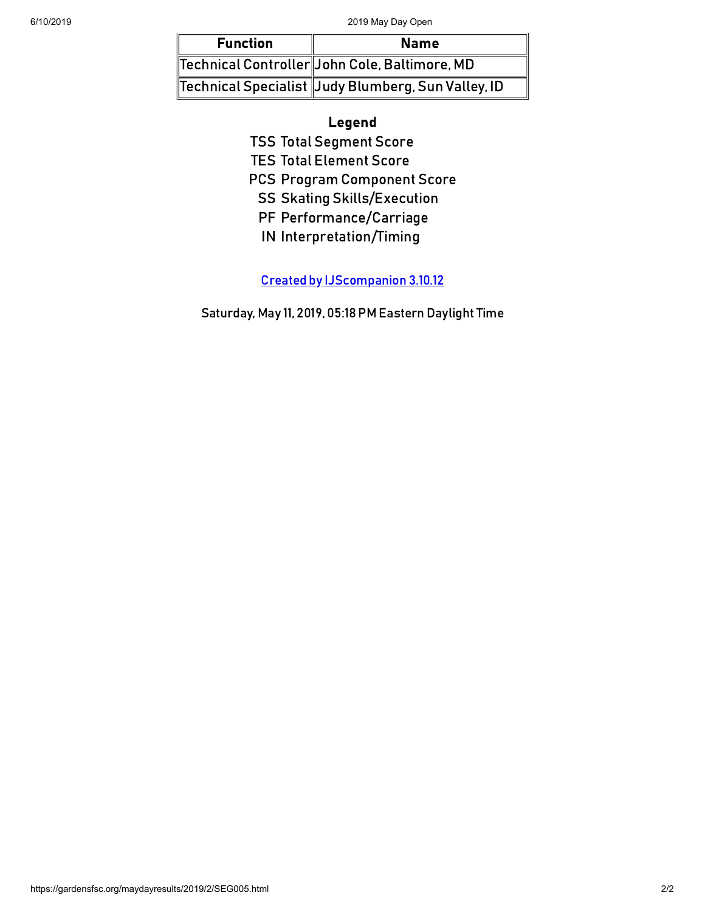| Function | Name |
|---|---|
| Technical Controller | John Cole, Baltimore, MD |
| Technical Specialist | Judy Blumberg, Sun Valley, ID |

## Legend

TSS Total Segment Score
TES Total Element Score
PCS Program Component Score
SS Skating Skills/Execution
PF Performance/Carriage
IN Interpretation/Timing

[Created by IJScompanion 3.10.12]

Saturday, May 11, 2019, 05:18 PM Eastern Daylight Time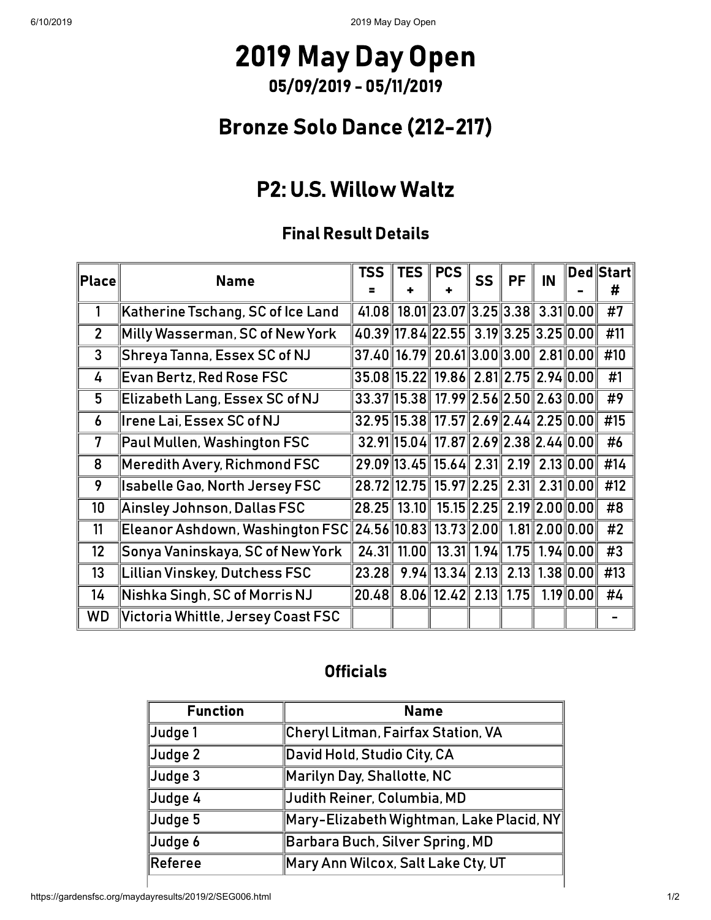# 2019 May Day Open

## 05/09/2019 - 05/11/2019

## Bronze Solo Dance (212-217)

## P2: U.S. Willow Waltz

### Final Result Details

| Place | Name | TSS = | TES + | PCS + | SS | PF | IN | Ded - | Start # |
|---|---|---|---|---|---|---|---|---|---|
| 1 | Katherine Tschang, SC of Ice Land | 41.08 | 18.01 | 23.07 | 3.25 | 3.38 | 3.31 | 0.00 | #7 |
| 2 | Milly Wasserman, SC of New York | 40.39 | 17.84 | 22.55 | 3.19 | 3.25 | 3.25 | 0.00 | #11 |
| 3 | Shreya Tanna, Essex SC of NJ | 37.40 | 16.79 | 20.61 | 3.00 | 3.00 | 2.81 | 0.00 | #10 |
| 4 | Evan Bertz, Red Rose FSC | 35.08 | 15.22 | 19.86 | 2.81 | 2.75 | 2.94 | 0.00 | #1 |
| 5 | Elizabeth Lang, Essex SC of NJ | 33.37 | 15.38 | 17.99 | 2.56 | 2.50 | 2.63 | 0.00 | #9 |
| 6 | Irene Lai, Essex SC of NJ | 32.95 | 15.38 | 17.57 | 2.69 | 2.44 | 2.25 | 0.00 | #15 |
| 7 | Paul Mullen, Washington FSC | 32.91 | 15.04 | 17.87 | 2.69 | 2.38 | 2.44 | 0.00 | #6 |
| 8 | Meredith Avery, Richmond FSC | 29.09 | 13.45 | 15.64 | 2.31 | 2.19 | 2.13 | 0.00 | #14 |
| 9 | Isabelle Gao, North Jersey FSC | 28.72 | 12.75 | 15.97 | 2.25 | 2.31 | 2.31 | 0.00 | #12 |
| 10 | Ainsley Johnson, Dallas FSC | 28.25 | 13.10 | 15.15 | 2.25 | 2.19 | 2.00 | 0.00 | #8 |
| 11 | Eleanor Ashdown, Washington FSC | 24.56 | 10.83 | 13.73 | 2.00 | 1.81 | 2.00 | 0.00 | #2 |
| 12 | Sonya Vaninskaya, SC of New York | 24.31 | 11.00 | 13.31 | 1.94 | 1.75 | 1.94 | 0.00 | #3 |
| 13 | Lillian Vinskey, Dutchess FSC | 23.28 | 9.94 | 13.34 | 2.13 | 2.13 | 1.38 | 0.00 | #13 |
| 14 | Nishka Singh, SC of Morris NJ | 20.48 | 8.06 | 12.42 | 2.13 | 1.75 | 1.19 | 0.00 | #4 |
| WD | Victoria Whittle, Jersey Coast FSC | | | | | | | | - |

### Officials

| Function | Name |
|---|---|
| Judge 1 | Cheryl Litman, Fairfax Station, VA |
| Judge 2 | David Hold, Studio City, CA |
| Judge 3 | Marilyn Day, Shallotte, NC |
| Judge 4 | Judith Reiner, Columbia, MD |
| Judge 5 | Mary-Elizabeth Wightman, Lake Placid, NY |
| Judge 6 | Barbara Buch, Silver Spring, MD |
| Referee | Mary Ann Wilcox, Salt Lake Cty, UT |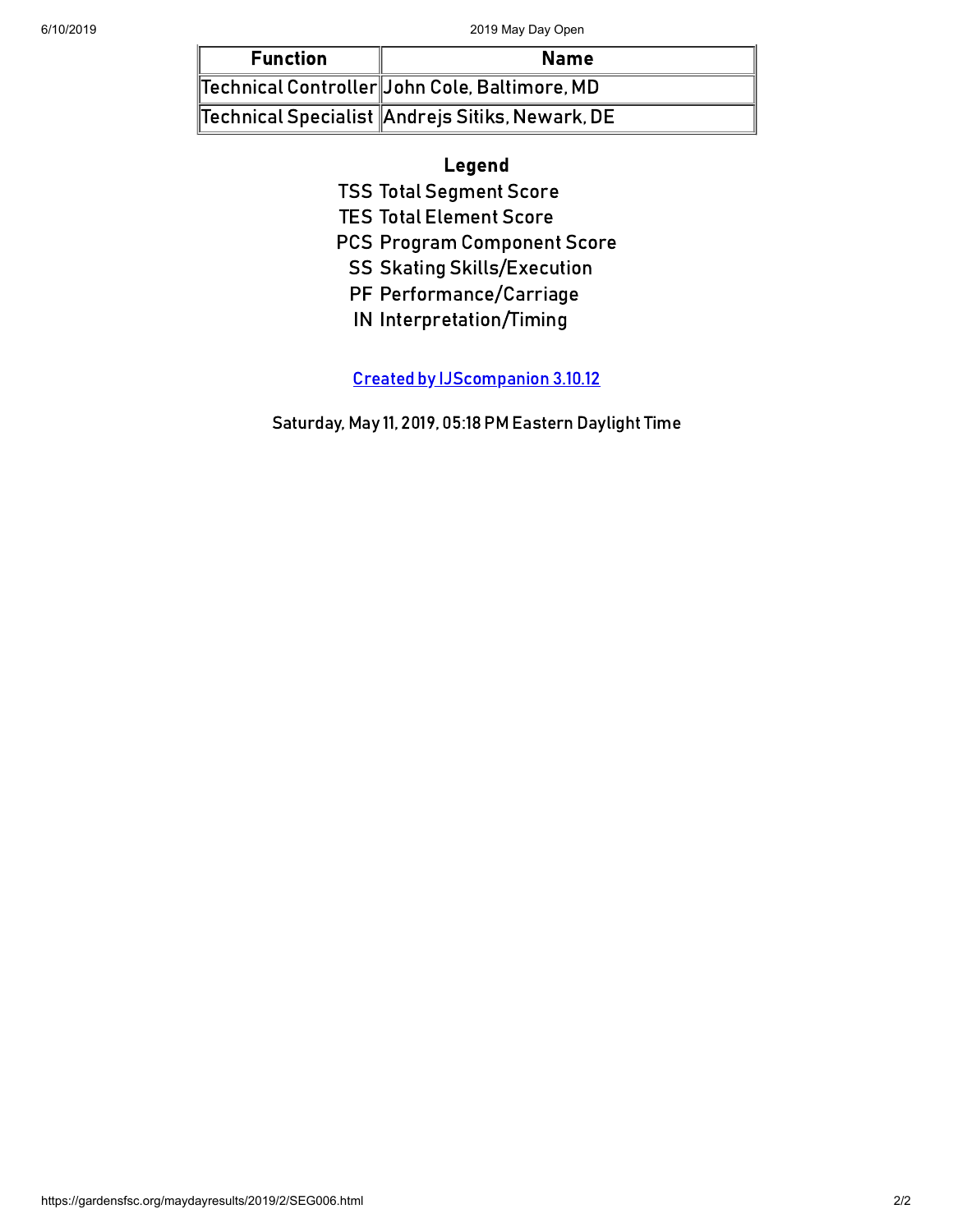| Function | Name |
| --- | --- |
| Technical Controller | John Cole, Baltimore, MD |
| Technical Specialist | Andrejs Sitiks, Newark, DE |

## Legend

| | |
| --- | --- |
| TSS | Total Segment Score |
| TES | Total Element Score |
| PCS | Program Component Score |
| SS | Skating Skills/Execution |
| PF | Performance/Carriage |
| IN | Interpretation/Timing |

Created by IJScompanion 3.10.12

Saturday, May 11, 2019, 05:18 PM Eastern Daylight Time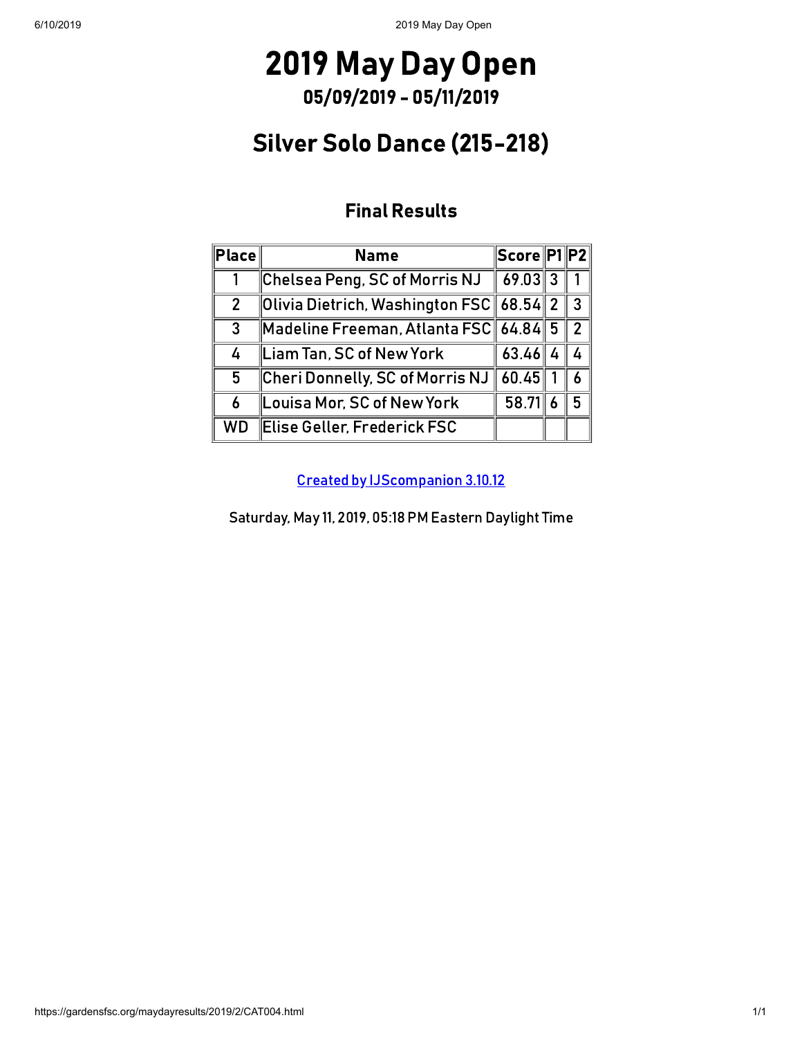# 2019 May Day Open

## 05/09/2019 - 05/11/2019

# Silver Solo Dance (215-218)

### Final Results

| Place | Name | Score | P1 | P2 |
|---|---|---|---|---|
| 1 | Chelsea Peng, SC of Morris NJ | 69.03 | 3 | 1 |
| 2 | Olivia Dietrich, Washington FSC | 68.54 | 2 | 3 |
| 3 | Madeline Freeman, Atlanta FSC | 64.84 | 5 | 2 |
| 4 | Liam Tan, SC of New York | 63.46 | 4 | 4 |
| 5 | Cheri Donnelly, SC of Morris NJ | 60.45 | 1 | 6 |
| 6 | Louisa Mor, SC of New York | 58.71 | 6 | 5 |
| WD | Elise Geller, Frederick FSC | | | |

Created by IJScompanion 3.10.12

Saturday, May 11, 2019, 05:18 PM Eastern Daylight Time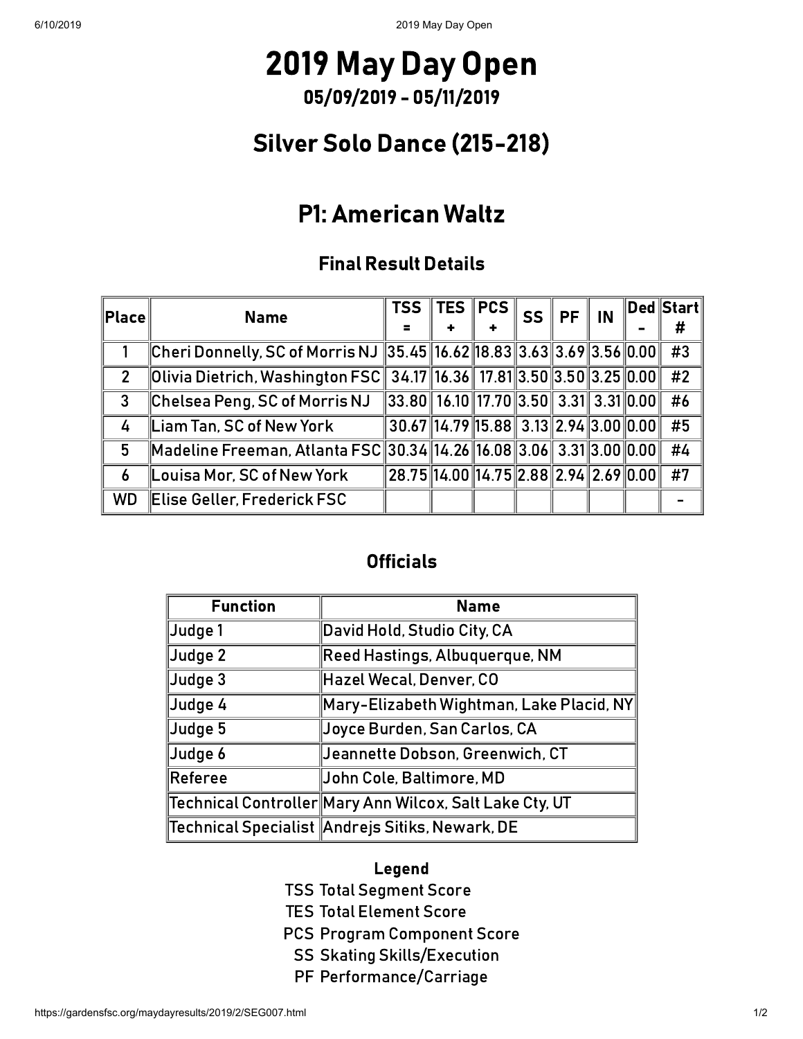# 2019 May Day Open

## 05/09/2019 - 05/11/2019

## Silver Solo Dance (215-218)

## P1: American Waltz

### Final Result Details

| Place | Name | TSS = | TES + | PCS + | SS | PF | IN | Ded - | Start # |
|---|---|---|---|---|---|---|---|---|---|
| 1 | Cheri Donnelly, SC of Morris NJ | 35.45 | 16.62 | 18.83 | 3.63 | 3.69 | 3.56 | 0.00 | #3 |
| 2 | Olivia Dietrich, Washington FSC | 34.17 | 16.36 | 17.81 | 3.50 | 3.50 | 3.25 | 0.00 | #2 |
| 3 | Chelsea Peng, SC of Morris NJ | 33.80 | 16.10 | 17.70 | 3.50 | 3.31 | 3.31 | 0.00 | #6 |
| 4 | Liam Tan, SC of New York | 30.67 | 14.79 | 15.88 | 3.13 | 2.94 | 3.00 | 0.00 | #5 |
| 5 | Madeline Freeman, Atlanta FSC | 30.34 | 14.26 | 16.08 | 3.06 | 3.31 | 3.00 | 0.00 | #4 |
| 6 | Louisa Mor, SC of New York | 28.75 | 14.00 | 14.75 | 2.88 | 2.94 | 2.69 | 0.00 | #7 |
| WD | Elise Geller, Frederick FSC | | | | | | | | - |

### Officials

| Function | Name |
|---|---|
| Judge 1 | David Hold, Studio City, CA |
| Judge 2 | Reed Hastings, Albuquerque, NM |
| Judge 3 | Hazel Wecal, Denver, CO |
| Judge 4 | Mary-Elizabeth Wightman, Lake Placid, NY |
| Judge 5 | Joyce Burden, San Carlos, CA |
| Judge 6 | Jeannette Dobson, Greenwich, CT |
| Referee | John Cole, Baltimore, MD |
| Technical Controller | Mary Ann Wilcox, Salt Lake Cty, UT |
| Technical Specialist | Andrejs Sitiks, Newark, DE |

**Legend**

TSS Total Segment Score
TES Total Element Score
PCS Program Component Score
SS Skating Skills/Execution
PF Performance/Carriage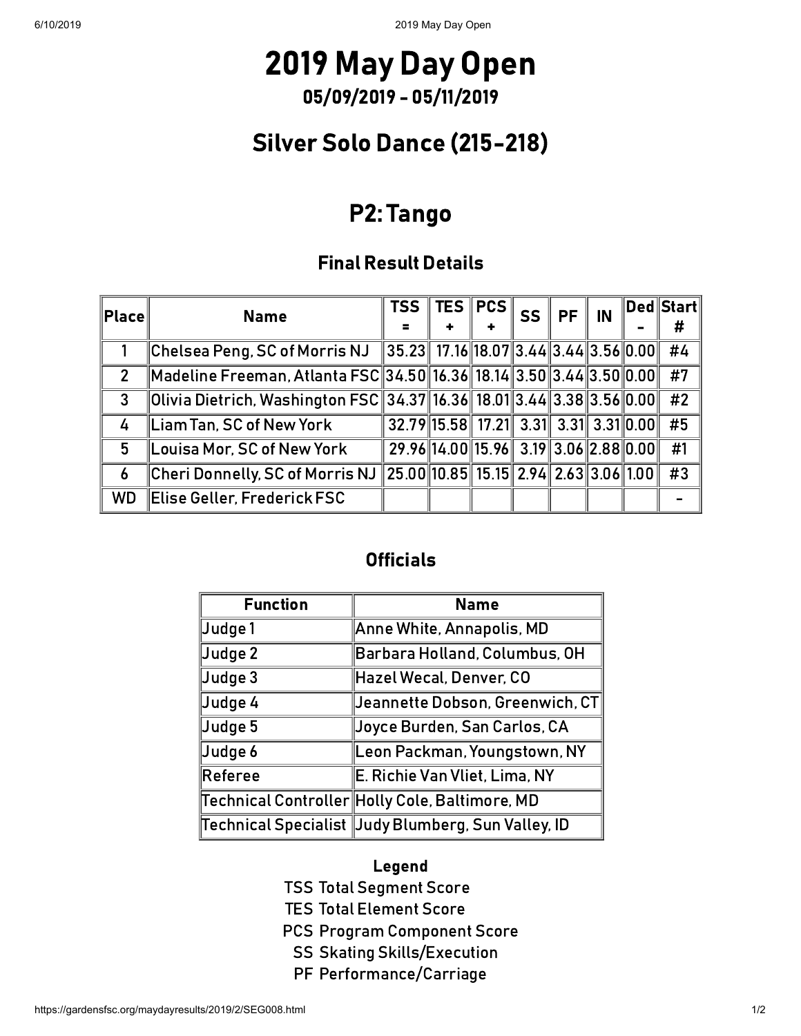# 2019 May Day Open

## 05/09/2019 - 05/11/2019

## Silver Solo Dance (215-218)

# P2: Tango

### Final Result Details

| Place | Name | TSS = | TES + | PCS + | SS | PF | IN | Ded - | Start # |
|---|---|---|---|---|---|---|---|---|---|
| 1 | Chelsea Peng, SC of Morris NJ | 35.23 | 17.16 | 18.07 | 3.44 | 3.44 | 3.56 | 0.00 | #4 |
| 2 | Madeline Freeman, Atlanta FSC | 34.50 | 16.36 | 18.14 | 3.50 | 3.44 | 3.50 | 0.00 | #7 |
| 3 | Olivia Dietrich, Washington FSC | 34.37 | 16.36 | 18.01 | 3.44 | 3.38 | 3.56 | 0.00 | #2 |
| 4 | Liam Tan, SC of New York | 32.79 | 15.58 | 17.21 | 3.31 | 3.31 | 3.31 | 0.00 | #5 |
| 5 | Louisa Mor, SC of New York | 29.96 | 14.00 | 15.96 | 3.19 | 3.06 | 2.88 | 0.00 | #1 |
| 6 | Cheri Donnelly, SC of Morris NJ | 25.00 | 10.85 | 15.15 | 2.94 | 2.63 | 3.06 | 1.00 | #3 |
| WD | Elise Geller, Frederick FSC | | | | | | | | - |

### Officials

| Function | Name |
|---|---|
| Judge 1 | Anne White, Annapolis, MD |
| Judge 2 | Barbara Holland, Columbus, OH |
| Judge 3 | Hazel Wecal, Denver, CO |
| Judge 4 | Jeannette Dobson, Greenwich, CT |
| Judge 5 | Joyce Burden, San Carlos, CA |
| Judge 6 | Leon Packman, Youngstown, NY |
| Referee | E. Richie Van Vliet, Lima, NY |
| Technical Controller | Holly Cole, Baltimore, MD |
| Technical Specialist | Judy Blumberg, Sun Valley, ID |

**Legend**

TSS Total Segment Score
TES Total Element Score
PCS Program Component Score
SS Skating Skills/Execution
PF Performance/Carriage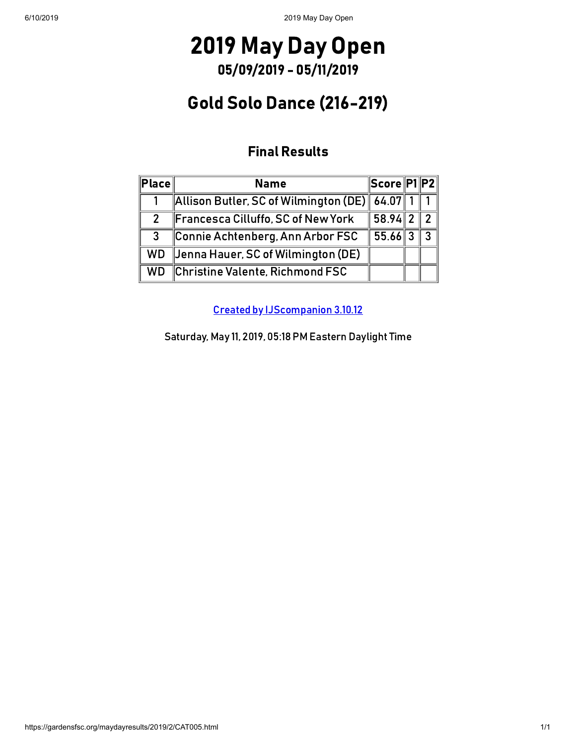# 2019 May Day Open

## 05/09/2019 - 05/11/2019

# Gold Solo Dance (216-219)

### Final Results

| Place | Name | Score | P1 | P2 |
|---|---|---|---|---|
| 1 | Allison Butler, SC of Wilmington (DE) | 64.07 | 1 | 1 |
| 2 | Francesca Cilluffo, SC of New York | 58.94 | 2 | 2 |
| 3 | Connie Achtenberg, Ann Arbor FSC | 55.66 | 3 | 3 |
| WD | Jenna Hauer, SC of Wilmington (DE) | | | |
| WD | Christine Valente, Richmond FSC | | | |

Created by IJScompanion 3.10.12

Saturday, May 11, 2019, 05:18 PM Eastern Daylight Time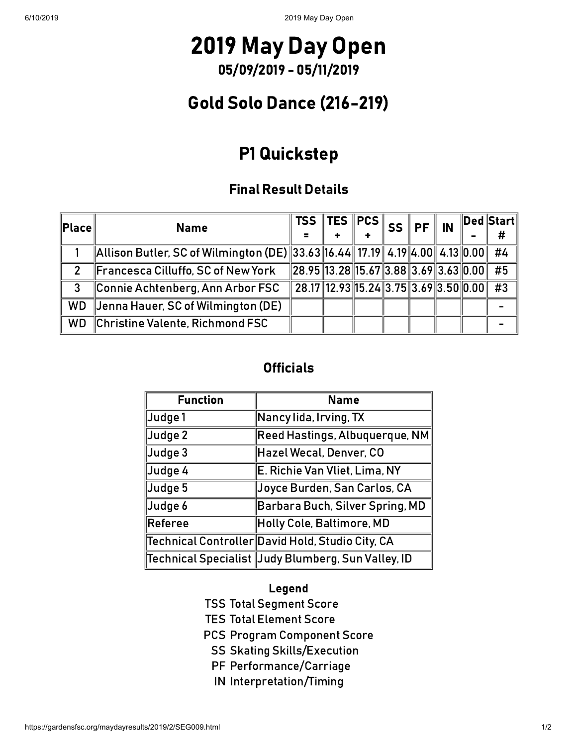# 2019 May Day Open

## 05/09/2019 - 05/11/2019

## Gold Solo Dance (216-219)

## P1 Quickstep

### Final Result Details

| Place | Name | TSS = | TES + | PCS + | SS | PF | IN | Ded - | Start # |
|---|---|---|---|---|---|---|---|---|---|
| 1 | Allison Butler, SC of Wilmington (DE) | 33.63 | 16.44 | 17.19 | 4.19 | 4.00 | 4.13 | 0.00 | #4 |
| 2 | Francesca Cilluffo, SC of New York | 28.95 | 13.28 | 15.67 | 3.88 | 3.69 | 3.63 | 0.00 | #5 |
| 3 | Connie Achtenberg, Ann Arbor FSC | 28.17 | 12.93 | 15.24 | 3.75 | 3.69 | 3.50 | 0.00 | #3 |
| WD | Jenna Hauer, SC of Wilmington (DE) | | | | | | | | - |
| WD | Christine Valente, Richmond FSC | | | | | | | | - |

### Officials

| Function | Name |
|---|---|
| Judge 1 | Nancy Iida, Irving, TX |
| Judge 2 | Reed Hastings, Albuquerque, NM |
| Judge 3 | Hazel Wecal, Denver, CO |
| Judge 4 | E. Richie Van Vliet, Lima, NY |
| Judge 5 | Joyce Burden, San Carlos, CA |
| Judge 6 | Barbara Buch, Silver Spring, MD |
| Referee | Holly Cole, Baltimore, MD |
| Technical Controller | David Hold, Studio City, CA |
| Technical Specialist | Judy Blumberg, Sun Valley, ID |

**Legend**

- TSS Total Segment Score
- TES Total Element Score
- PCS Program Component Score
- SS Skating Skills/Execution
- PF Performance/Carriage
- IN Interpretation/Timing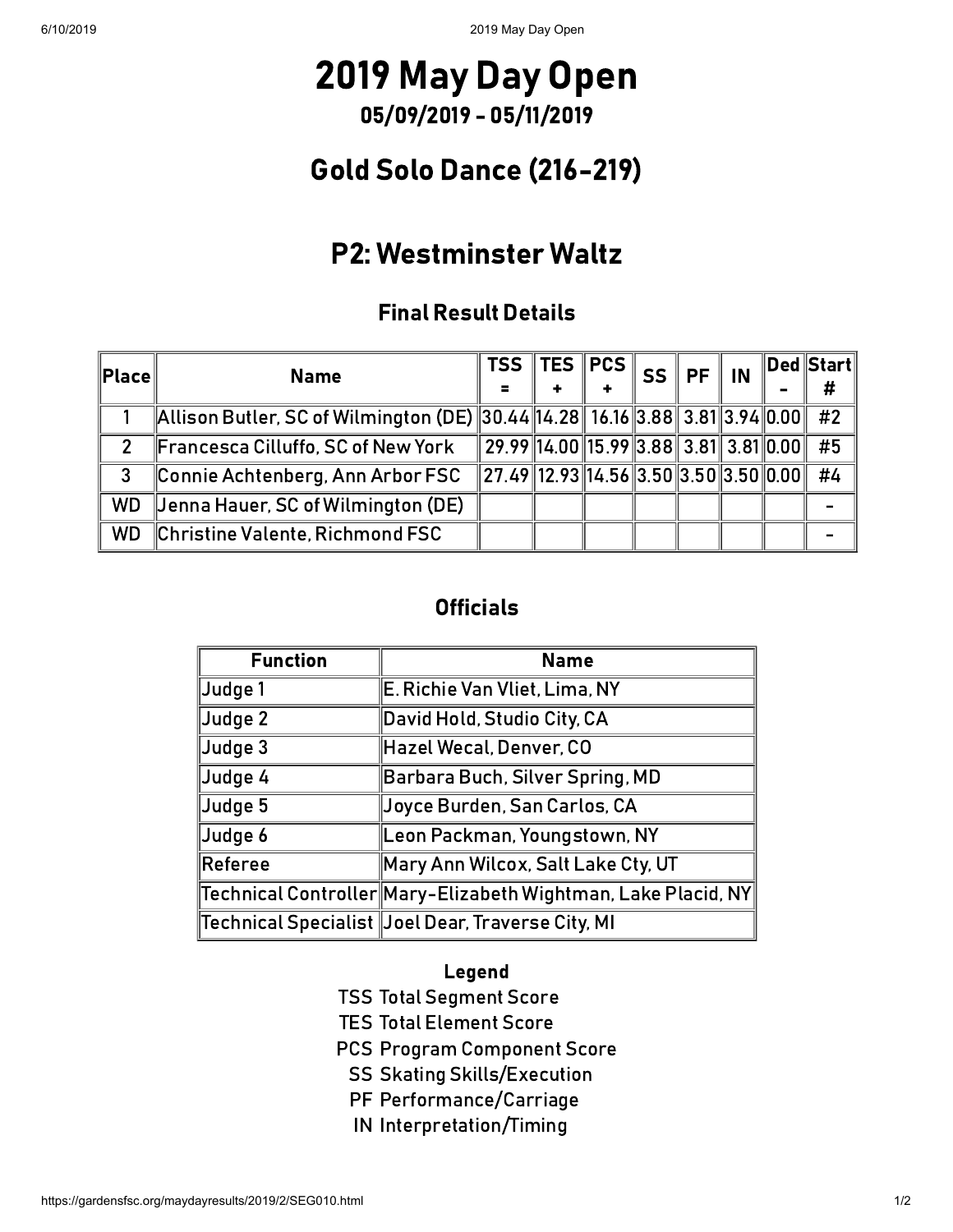# 2019 May Day Open

## 05/09/2019 - 05/11/2019

## Gold Solo Dance (216-219)

## P2: Westminster Waltz

### Final Result Details

| Place | Name | TSS = | TES + | PCS + | SS | PF | IN | Ded - | Start # |
|---|---|---|---|---|---|---|---|---|---|
| 1 | Allison Butler, SC of Wilmington (DE) | 30.44 | 14.28 | 16.16 | 3.88 | 3.81 | 3.94 | 0.00 | #2 |
| 2 | Francesca Cilluffo, SC of New York | 29.99 | 14.00 | 15.99 | 3.88 | 3.81 | 3.81 | 0.00 | #5 |
| 3 | Connie Achtenberg, Ann Arbor FSC | 27.49 | 12.93 | 14.56 | 3.50 | 3.50 | 3.50 | 0.00 | #4 |
| WD | Jenna Hauer, SC of Wilmington (DE) | | | | | | | | - |
| WD | Christine Valente, Richmond FSC | | | | | | | | - |

### Officials

| Function | Name |
|---|---|
| Judge 1 | E. Richie Van Vliet, Lima, NY |
| Judge 2 | David Hold, Studio City, CA |
| Judge 3 | Hazel Wecal, Denver, CO |
| Judge 4 | Barbara Buch, Silver Spring, MD |
| Judge 5 | Joyce Burden, San Carlos, CA |
| Judge 6 | Leon Packman, Youngstown, NY |
| Referee | Mary Ann Wilcox, Salt Lake Cty, UT |
| Technical Controller | Mary-Elizabeth Wightman, Lake Placid, NY |
| Technical Specialist | Joel Dear, Traverse City, MI |

**Legend**

- TSS Total Segment Score
- TES Total Element Score
- PCS Program Component Score
- SS Skating Skills/Execution
- PF Performance/Carriage
- IN Interpretation/Timing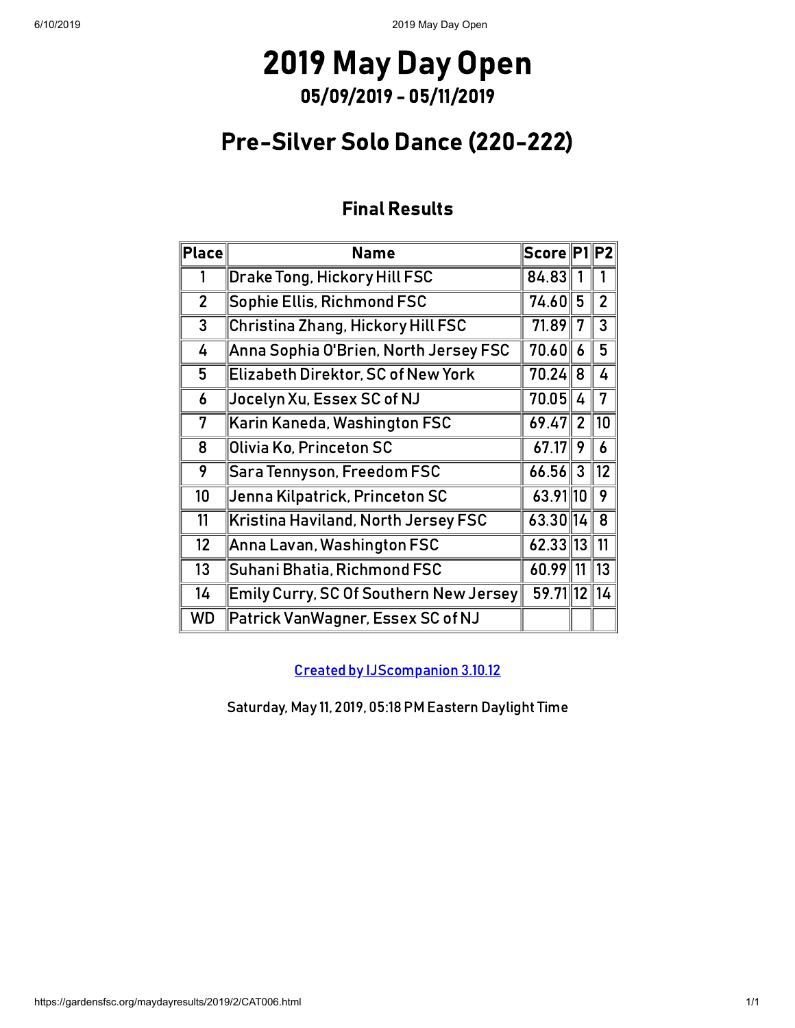# 2019 May Day Open

## 05/09/2019 - 05/11/2019

## Pre-Silver Solo Dance (220-222)

### Final Results

| Place | Name | Score | P1 | P2 |
|---|---|---|---|---|
| 1 | Drake Tong, Hickory Hill FSC | 84.83 | 1 | 1 |
| 2 | Sophie Ellis, Richmond FSC | 74.60 | 5 | 2 |
| 3 | Christina Zhang, Hickory Hill FSC | 71.89 | 7 | 3 |
| 4 | Anna Sophia O'Brien, North Jersey FSC | 70.60 | 6 | 5 |
| 5 | Elizabeth Direktor, SC of New York | 70.24 | 8 | 4 |
| 6 | Jocelyn Xu, Essex SC of NJ | 70.05 | 4 | 7 |
| 7 | Karin Kaneda, Washington FSC | 69.47 | 2 | 10 |
| 8 | Olivia Ko, Princeton SC | 67.17 | 9 | 6 |
| 9 | Sara Tennyson, Freedom FSC | 66.56 | 3 | 12 |
| 10 | Jenna Kilpatrick, Princeton SC | 63.91 | 10 | 9 |
| 11 | Kristina Haviland, North Jersey FSC | 63.30 | 14 | 8 |
| 12 | Anna Lavan, Washington FSC | 62.33 | 13 | 11 |
| 13 | Suhani Bhatia, Richmond FSC | 60.99 | 11 | 13 |
| 14 | Emily Curry, SC Of Southern New Jersey | 59.71 | 12 | 14 |
| WD | Patrick VanWagner, Essex SC of NJ | | | |

Created by IJScompanion 3.10.12

Saturday, May 11, 2019, 05:18 PM Eastern Daylight Time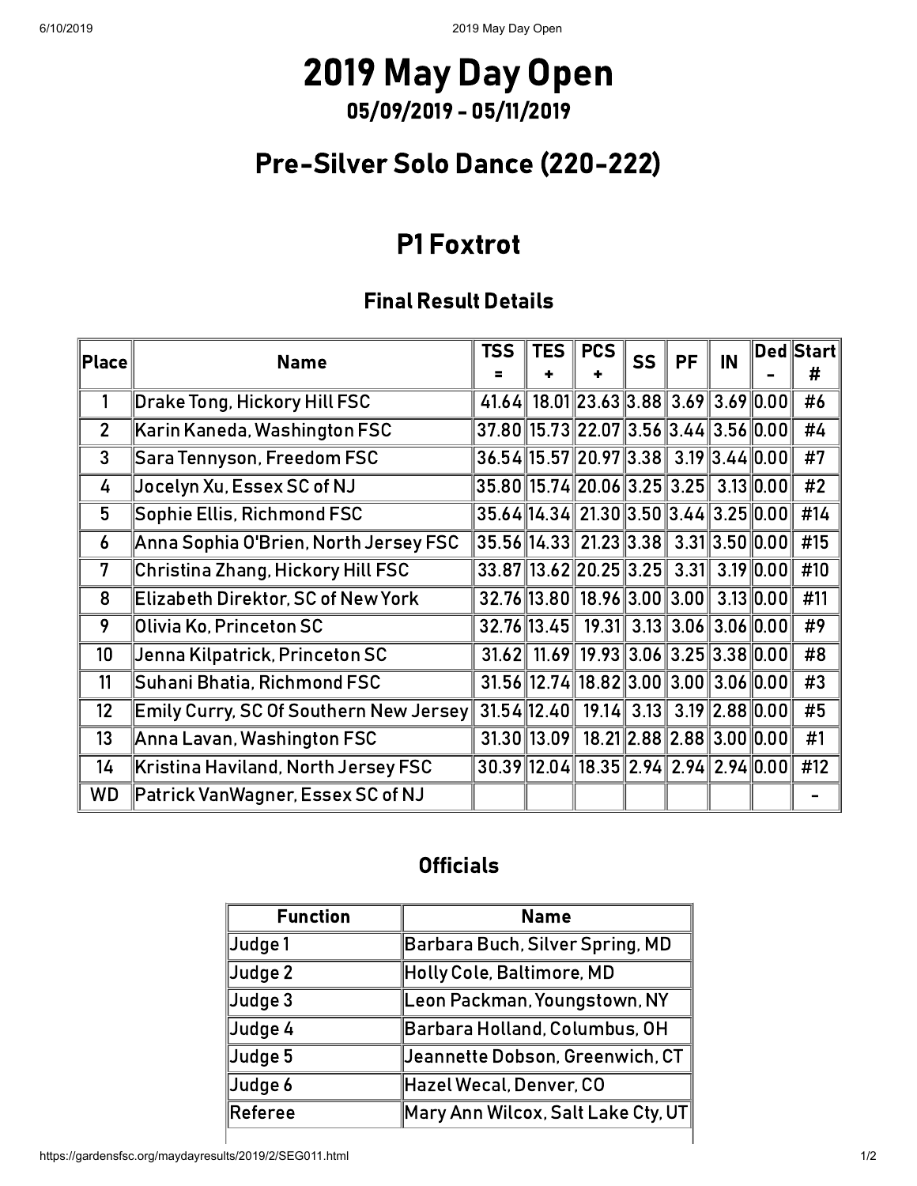# 2019 May Day Open

## 05/09/2019 - 05/11/2019

## Pre-Silver Solo Dance (220-222)

## P1 Foxtrot

### Final Result Details

| Place | Name | TSS = | TES + | PCS + | SS | PF | IN | Ded - | Start # |
|---|---|---|---|---|---|---|---|---|---|
| 1 | Drake Tong, Hickory Hill FSC | 41.64 | 18.01 | 23.63 | 3.88 | 3.69 | 3.69 | 0.00 | #6 |
| 2 | Karin Kaneda, Washington FSC | 37.80 | 15.73 | 22.07 | 3.56 | 3.44 | 3.56 | 0.00 | #4 |
| 3 | Sara Tennyson, Freedom FSC | 36.54 | 15.57 | 20.97 | 3.38 | 3.19 | 3.44 | 0.00 | #7 |
| 4 | Jocelyn Xu, Essex SC of NJ | 35.80 | 15.74 | 20.06 | 3.25 | 3.25 | 3.13 | 0.00 | #2 |
| 5 | Sophie Ellis, Richmond FSC | 35.64 | 14.34 | 21.30 | 3.50 | 3.44 | 3.25 | 0.00 | #14 |
| 6 | Anna Sophia O'Brien, North Jersey FSC | 35.56 | 14.33 | 21.23 | 3.38 | 3.31 | 3.50 | 0.00 | #15 |
| 7 | Christina Zhang, Hickory Hill FSC | 33.87 | 13.62 | 20.25 | 3.25 | 3.31 | 3.19 | 0.00 | #10 |
| 8 | Elizabeth Direktor, SC of New York | 32.76 | 13.80 | 18.96 | 3.00 | 3.00 | 3.13 | 0.00 | #11 |
| 9 | Olivia Ko, Princeton SC | 32.76 | 13.45 | 19.31 | 3.13 | 3.06 | 3.06 | 0.00 | #9 |
| 10 | Jenna Kilpatrick, Princeton SC | 31.62 | 11.69 | 19.93 | 3.06 | 3.25 | 3.38 | 0.00 | #8 |
| 11 | Suhani Bhatia, Richmond FSC | 31.56 | 12.74 | 18.82 | 3.00 | 3.00 | 3.06 | 0.00 | #3 |
| 12 | Emily Curry, SC Of Southern New Jersey | 31.54 | 12.40 | 19.14 | 3.13 | 3.19 | 2.88 | 0.00 | #5 |
| 13 | Anna Lavan, Washington FSC | 31.30 | 13.09 | 18.21 | 2.88 | 2.88 | 3.00 | 0.00 | #1 |
| 14 | Kristina Haviland, North Jersey FSC | 30.39 | 12.04 | 18.35 | 2.94 | 2.94 | 2.94 | 0.00 | #12 |
| WD | Patrick VanWagner, Essex SC of NJ | | | | | | | | - |

### Officials

| Function | Name |
|---|---|
| Judge 1 | Barbara Buch, Silver Spring, MD |
| Judge 2 | Holly Cole, Baltimore, MD |
| Judge 3 | Leon Packman, Youngstown, NY |
| Judge 4 | Barbara Holland, Columbus, OH |
| Judge 5 | Jeannette Dobson, Greenwich, CT |
| Judge 6 | Hazel Wecal, Denver, CO |
| Referee | Mary Ann Wilcox, Salt Lake Cty, UT |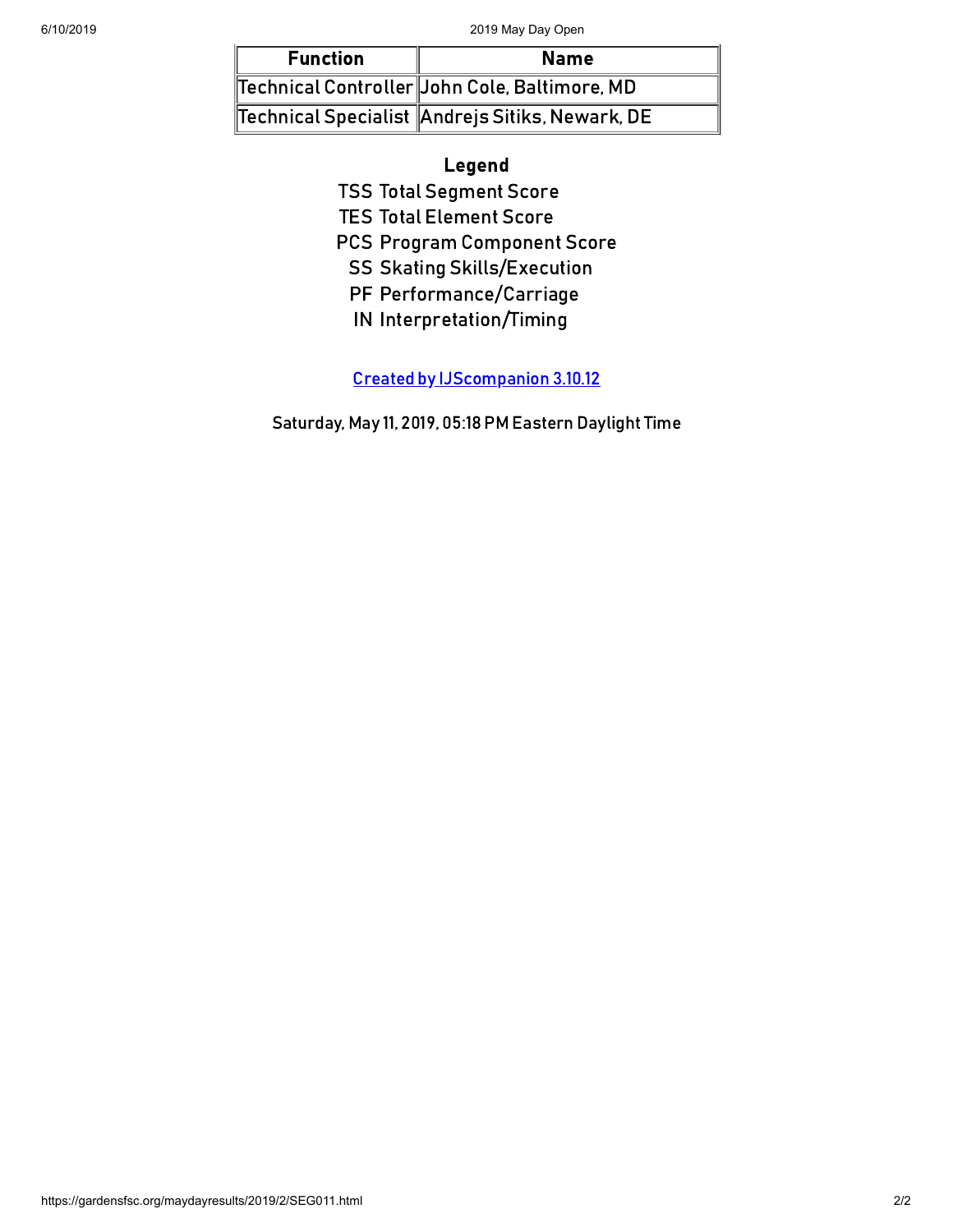| Function | Name |
| --- | --- |
| Technical Controller | John Cole, Baltimore, MD |
| Technical Specialist | Andrejs Sitiks, Newark, DE |

**Legend**

TSS Total Segment Score
TES Total Element Score
PCS Program Component Score
SS Skating Skills/Execution
PF Performance/Carriage
IN Interpretation/Timing

[Created by IJScompanion 3.10.12]

Saturday, May 11, 2019, 05:18 PM Eastern Daylight Time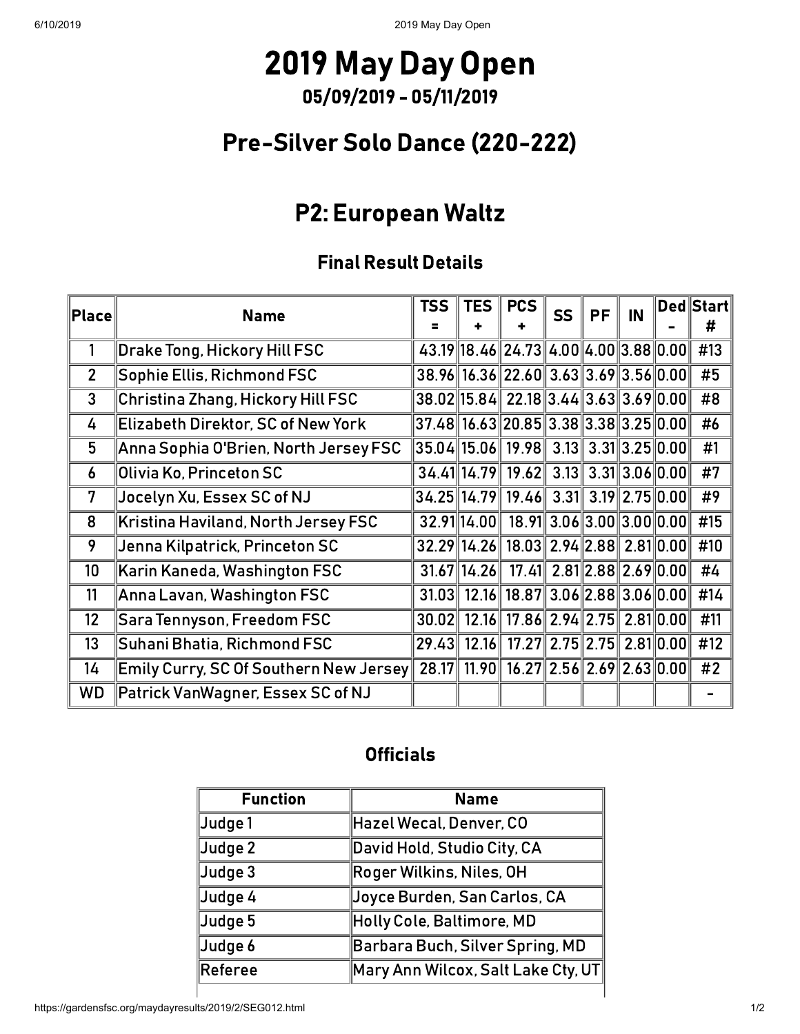# 2019 May Day Open

## 05/09/2019 - 05/11/2019

## Pre-Silver Solo Dance (220-222)

## P2: European Waltz

### Final Result Details

| Place | Name | TSS = | TES + | PCS + | SS | PF | IN | Ded - | Start # |
|---|---|---|---|---|---|---|---|---|---|
| 1 | Drake Tong, Hickory Hill FSC | 43.19 | 18.46 | 24.73 | 4.00 | 4.00 | 3.88 | 0.00 | #13 |
| 2 | Sophie Ellis, Richmond FSC | 38.96 | 16.36 | 22.60 | 3.63 | 3.69 | 3.56 | 0.00 | #5 |
| 3 | Christina Zhang, Hickory Hill FSC | 38.02 | 15.84 | 22.18 | 3.44 | 3.63 | 3.69 | 0.00 | #8 |
| 4 | Elizabeth Direktor, SC of New York | 37.48 | 16.63 | 20.85 | 3.38 | 3.38 | 3.25 | 0.00 | #6 |
| 5 | Anna Sophia O'Brien, North Jersey FSC | 35.04 | 15.06 | 19.98 | 3.13 | 3.31 | 3.25 | 0.00 | #1 |
| 6 | Olivia Ko, Princeton SC | 34.41 | 14.79 | 19.62 | 3.13 | 3.31 | 3.06 | 0.00 | #7 |
| 7 | Jocelyn Xu, Essex SC of NJ | 34.25 | 14.79 | 19.46 | 3.31 | 3.19 | 2.75 | 0.00 | #9 |
| 8 | Kristina Haviland, North Jersey FSC | 32.91 | 14.00 | 18.91 | 3.06 | 3.00 | 3.00 | 0.00 | #15 |
| 9 | Jenna Kilpatrick, Princeton SC | 32.29 | 14.26 | 18.03 | 2.94 | 2.88 | 2.81 | 0.00 | #10 |
| 10 | Karin Kaneda, Washington FSC | 31.67 | 14.26 | 17.41 | 2.81 | 2.88 | 2.69 | 0.00 | #4 |
| 11 | Anna Lavan, Washington FSC | 31.03 | 12.16 | 18.87 | 3.06 | 2.88 | 3.06 | 0.00 | #14 |
| 12 | Sara Tennyson, Freedom FSC | 30.02 | 12.16 | 17.86 | 2.94 | 2.75 | 2.81 | 0.00 | #11 |
| 13 | Suhani Bhatia, Richmond FSC | 29.43 | 12.16 | 17.27 | 2.75 | 2.75 | 2.81 | 0.00 | #12 |
| 14 | Emily Curry, SC Of Southern New Jersey | 28.17 | 11.90 | 16.27 | 2.56 | 2.69 | 2.63 | 0.00 | #2 |
| WD | Patrick VanWagner, Essex SC of NJ | | | | | | | | - |

### Officials

| Function | Name |
|---|---|
| Judge 1 | Hazel Wecal, Denver, CO |
| Judge 2 | David Hold, Studio City, CA |
| Judge 3 | Roger Wilkins, Niles, OH |
| Judge 4 | Joyce Burden, San Carlos, CA |
| Judge 5 | Holly Cole, Baltimore, MD |
| Judge 6 | Barbara Buch, Silver Spring, MD |
| Referee | Mary Ann Wilcox, Salt Lake Cty, UT |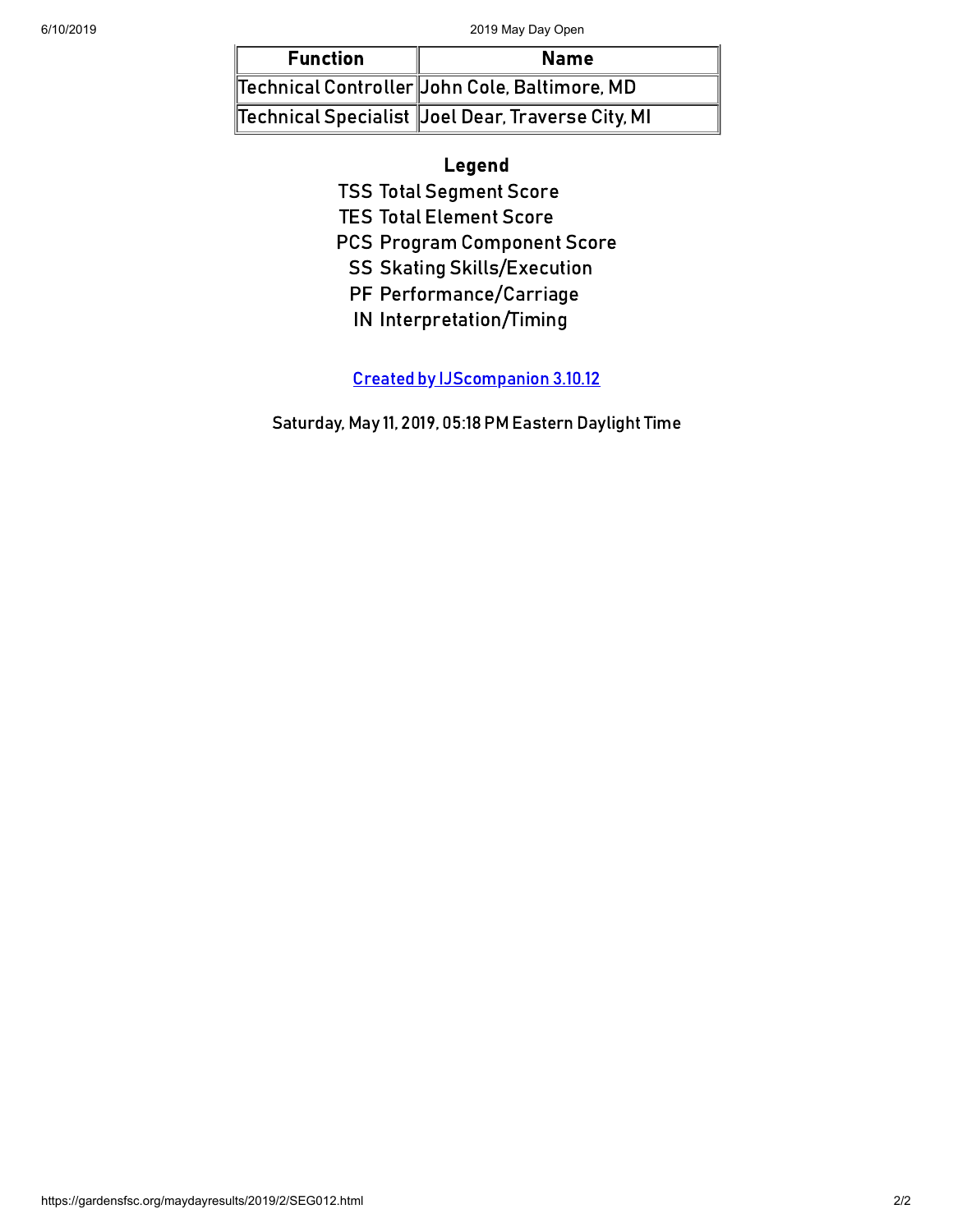| Function | Name |
| --- | --- |
| Technical Controller | John Cole, Baltimore, MD |
| Technical Specialist | Joel Dear, Traverse City, MI |

**Legend**

TSS Total Segment Score
TES Total Element Score
PCS Program Component Score
SS Skating Skills/Execution
PF Performance/Carriage
IN Interpretation/Timing

[Created by IJScompanion 3.10.12]

Saturday, May 11, 2019, 05:18 PM Eastern Daylight Time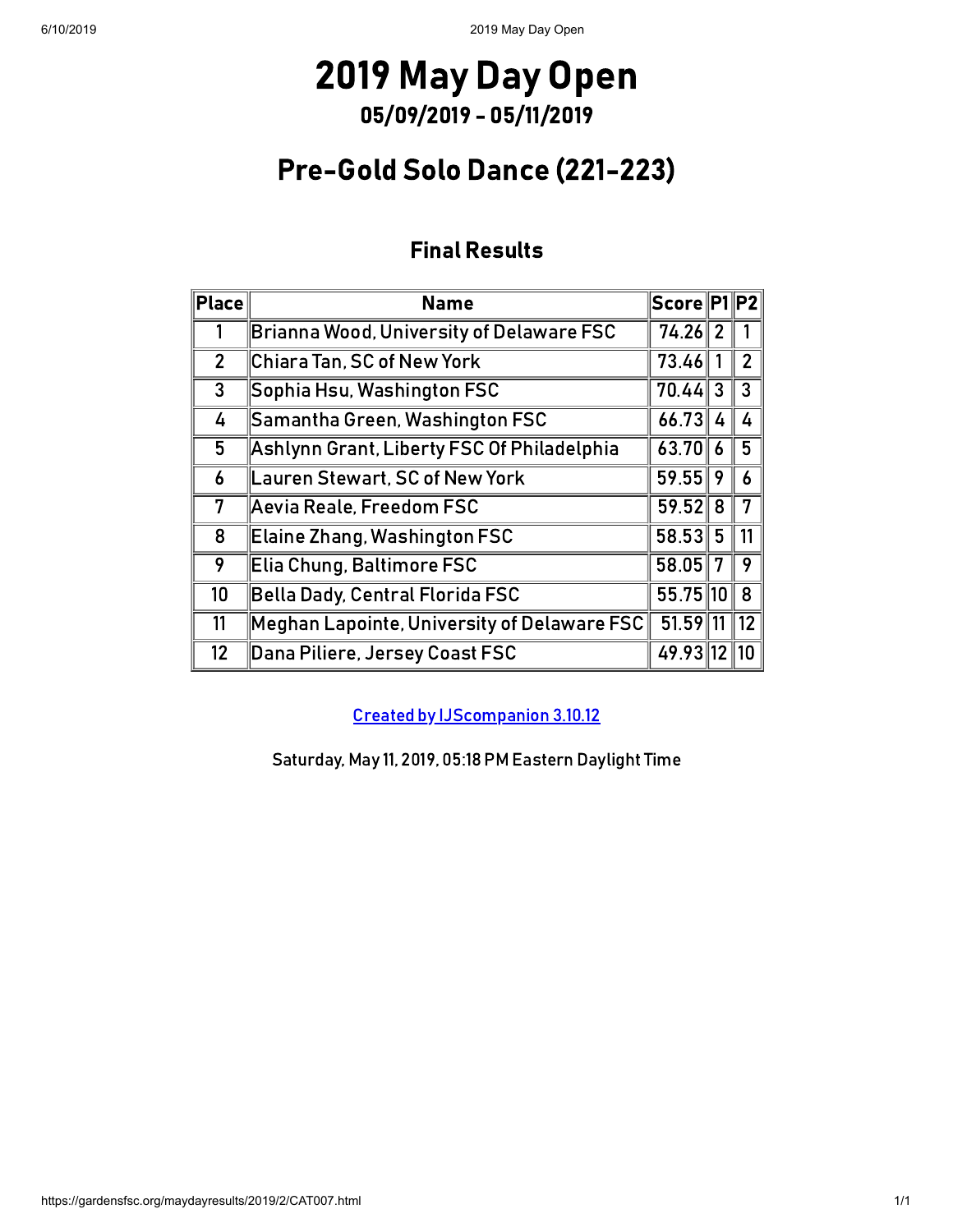# 2019 May Day Open

## 05/09/2019 - 05/11/2019

## Pre-Gold Solo Dance (221-223)

### Final Results

| Place | Name | Score | P1 | P2 |
|---|---|---|---|---|
| 1 | Brianna Wood, University of Delaware FSC | 74.26 | 2 | 1 |
| 2 | Chiara Tan, SC of New York | 73.46 | 1 | 2 |
| 3 | Sophia Hsu, Washington FSC | 70.44 | 3 | 3 |
| 4 | Samantha Green, Washington FSC | 66.73 | 4 | 4 |
| 5 | Ashlynn Grant, Liberty FSC Of Philadelphia | 63.70 | 6 | 5 |
| 6 | Lauren Stewart, SC of New York | 59.55 | 9 | 6 |
| 7 | Aevia Reale, Freedom FSC | 59.52 | 8 | 7 |
| 8 | Elaine Zhang, Washington FSC | 58.53 | 5 | 11 |
| 9 | Elia Chung, Baltimore FSC | 58.05 | 7 | 9 |
| 10 | Bella Dady, Central Florida FSC | 55.75 | 10 | 8 |
| 11 | Meghan Lapointe, University of Delaware FSC | 51.59 | 11 | 12 |
| 12 | Dana Piliere, Jersey Coast FSC | 49.93 | 12 | 10 |

Created by IJScompanion 3.10.12

Saturday, May 11, 2019, 05:18 PM Eastern Daylight Time